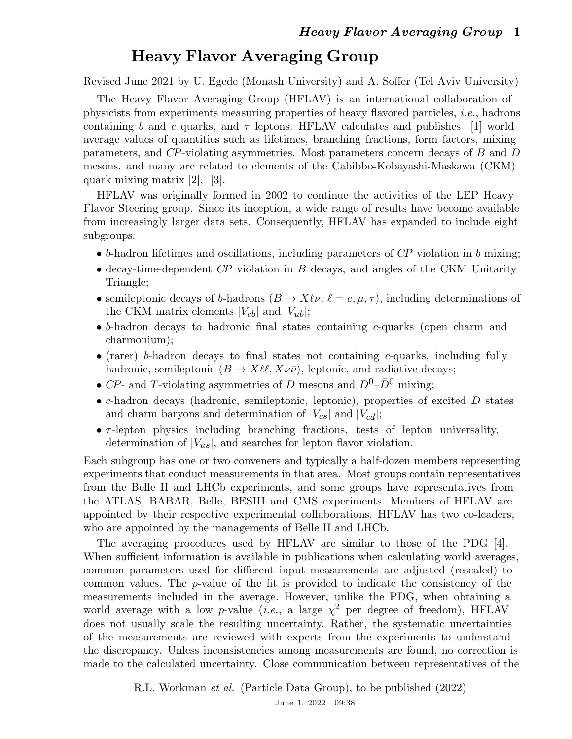# Heavy Flavor Averaging Group

Revised June 2021 by U. Egede (Monash University) and A. Soffer (Tel Aviv University)

The Heavy Flavor Averaging Group (HFLAV) is an international collaboration of physicists from experiments measuring properties of heavy flavored particles, *i.e.*, hadrons containing $b$ and $c$ quarks, and $\tau$ leptons. HFLAV calculates and publishes [1] world average values of quantities such as lifetimes, branching fractions, form factors, mixing parameters, and $CP$-violating asymmetries. Most parameters concern decays of $B$ and $D$ mesons, and many are related to elements of the Cabibbo-Kobayashi-Maskawa (CKM) quark mixing matrix [2], [3].

HFLAV was originally formed in 2002 to continue the activities of the LEP Heavy Flavor Steering group. Since its inception, a wide range of results have become available from increasingly larger data sets. Consequently, HFLAV has expanded to include eight subgroups:

- $b$-hadron lifetimes and oscillations, including parameters of $CP$ violation in $b$ mixing;
- decay-time-dependent $CP$ violation in $B$ decays, and angles of the CKM Unitarity Triangle;
- semileptonic decays of $b$-hadrons ($B \to X\ell\nu$, $\ell = e, \mu, \tau$), including determinations of the CKM matrix elements $|V_{cb}|$ and $|V_{ub}|$;
- $b$-hadron decays to hadronic final states containing $c$-quarks (open charm and charmonium);
- (rarer) $b$-hadron decays to final states not containing $c$-quarks, including fully hadronic, semileptonic ($B \to X\ell\ell, X\nu\bar{\nu}$), leptonic, and radiative decays;
- $CP$- and $T$-violating asymmetries of $D$ mesons and $D^0$–$\bar{D}^0$ mixing;
- $c$-hadron decays (hadronic, semileptonic, leptonic), properties of excited $D$ states and charm baryons and determination of $|V_{cs}|$ and $|V_{cd}|$;
- $\tau$-lepton physics including branching fractions, tests of lepton universality, determination of $|V_{us}|$, and searches for lepton flavor violation.

Each subgroup has one or two conveners and typically a half-dozen members representing experiments that conduct measurements in that area. Most groups contain representatives from the Belle II and LHCb experiments, and some groups have representatives from the ATLAS, BABAR, Belle, BESIII and CMS experiments. Members of HFLAV are appointed by their respective experimental collaborations. HFLAV has two co-leaders, who are appointed by the managements of Belle II and LHCb.

The averaging procedures used by HFLAV are similar to those of the PDG [4]. When sufficient information is available in publications when calculating world averages, common parameters used for different input measurements are adjusted (rescaled) to common values. The $p$-value of the fit is provided to indicate the consistency of the measurements included in the average. However, unlike the PDG, when obtaining a world average with a low $p$-value (*i.e.*, a large $\chi^2$ per degree of freedom), HFLAV does not usually scale the resulting uncertainty. Rather, the systematic uncertainties of the measurements are reviewed with experts from the experiments to understand the discrepancy. Unless inconsistencies among measurements are found, no correction is made to the calculated uncertainty. Close communication between representatives of the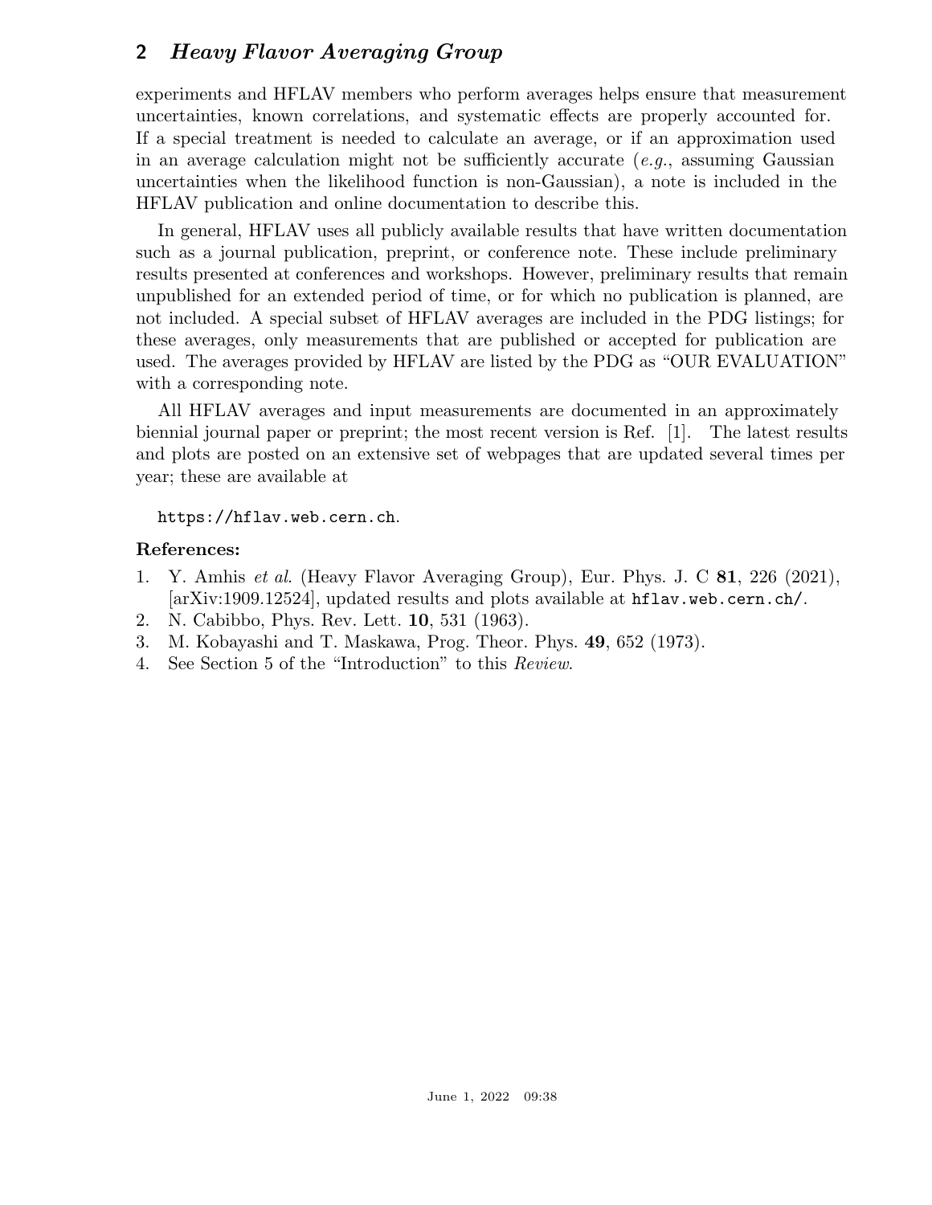experiments and HFLAV members who perform averages helps ensure that measurement uncertainties, known correlations, and systematic effects are properly accounted for. If a special treatment is needed to calculate an average, or if an approximation used in an average calculation might not be sufficiently accurate (*e.g.*, assuming Gaussian uncertainties when the likelihood function is non-Gaussian), a note is included in the HFLAV publication and online documentation to describe this.

In general, HFLAV uses all publicly available results that have written documentation such as a journal publication, preprint, or conference note. These include preliminary results presented at conferences and workshops. However, preliminary results that remain unpublished for an extended period of time, or for which no publication is planned, are not included. A special subset of HFLAV averages are included in the PDG listings; for these averages, only measurements that are published or accepted for publication are used. The averages provided by HFLAV are listed by the PDG as "OUR EVALUATION" with a corresponding note.

All HFLAV averages and input measurements are documented in an approximately biennial journal paper or preprint; the most recent version is Ref. [1]. The latest results and plots are posted on an extensive set of webpages that are updated several times per year; these are available at

`https://hflav.web.cern.ch`.

**References:**

1. Y. Amhis *et al.* (Heavy Flavor Averaging Group), Eur. Phys. J. C **81**, 226 (2021), [arXiv:1909.12524], updated results and plots available at `hflav.web.cern.ch/`.
2. N. Cabibbo, Phys. Rev. Lett. **10**, 531 (1963).
3. M. Kobayashi and T. Maskawa, Prog. Theor. Phys. **49**, 652 (1973).
4. See Section 5 of the "Introduction" to this *Review*.